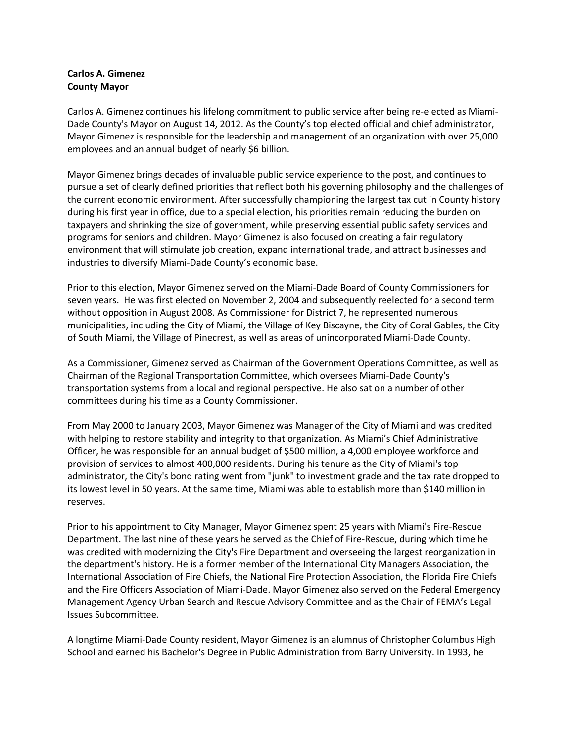**Carlos A. Gimenez**
**County Mayor**

Carlos A. Gimenez continues his lifelong commitment to public service after being re-elected as Miami-Dade County's Mayor on August 14, 2012. As the County's top elected official and chief administrator, Mayor Gimenez is responsible for the leadership and management of an organization with over 25,000 employees and an annual budget of nearly $6 billion.

Mayor Gimenez brings decades of invaluable public service experience to the post, and continues to pursue a set of clearly defined priorities that reflect both his governing philosophy and the challenges of the current economic environment. After successfully championing the largest tax cut in County history during his first year in office, due to a special election, his priorities remain reducing the burden on taxpayers and shrinking the size of government, while preserving essential public safety services and programs for seniors and children. Mayor Gimenez is also focused on creating a fair regulatory environment that will stimulate job creation, expand international trade, and attract businesses and industries to diversify Miami-Dade County's economic base.

Prior to this election, Mayor Gimenez served on the Miami-Dade Board of County Commissioners for seven years. He was first elected on November 2, 2004 and subsequently reelected for a second term without opposition in August 2008. As Commissioner for District 7, he represented numerous municipalities, including the City of Miami, the Village of Key Biscayne, the City of Coral Gables, the City of South Miami, the Village of Pinecrest, as well as areas of unincorporated Miami-Dade County.

As a Commissioner, Gimenez served as Chairman of the Government Operations Committee, as well as Chairman of the Regional Transportation Committee, which oversees Miami-Dade County's transportation systems from a local and regional perspective. He also sat on a number of other committees during his time as a County Commissioner.

From May 2000 to January 2003, Mayor Gimenez was Manager of the City of Miami and was credited with helping to restore stability and integrity to that organization. As Miami's Chief Administrative Officer, he was responsible for an annual budget of $500 million, a 4,000 employee workforce and provision of services to almost 400,000 residents. During his tenure as the City of Miami's top administrator, the City's bond rating went from "junk" to investment grade and the tax rate dropped to its lowest level in 50 years. At the same time, Miami was able to establish more than $140 million in reserves.

Prior to his appointment to City Manager, Mayor Gimenez spent 25 years with Miami's Fire-Rescue Department. The last nine of these years he served as the Chief of Fire-Rescue, during which time he was credited with modernizing the City's Fire Department and overseeing the largest reorganization in the department's history. He is a former member of the International City Managers Association, the International Association of Fire Chiefs, the National Fire Protection Association, the Florida Fire Chiefs and the Fire Officers Association of Miami-Dade. Mayor Gimenez also served on the Federal Emergency Management Agency Urban Search and Rescue Advisory Committee and as the Chair of FEMA's Legal Issues Subcommittee.

A longtime Miami-Dade County resident, Mayor Gimenez is an alumnus of Christopher Columbus High School and earned his Bachelor's Degree in Public Administration from Barry University. In 1993, he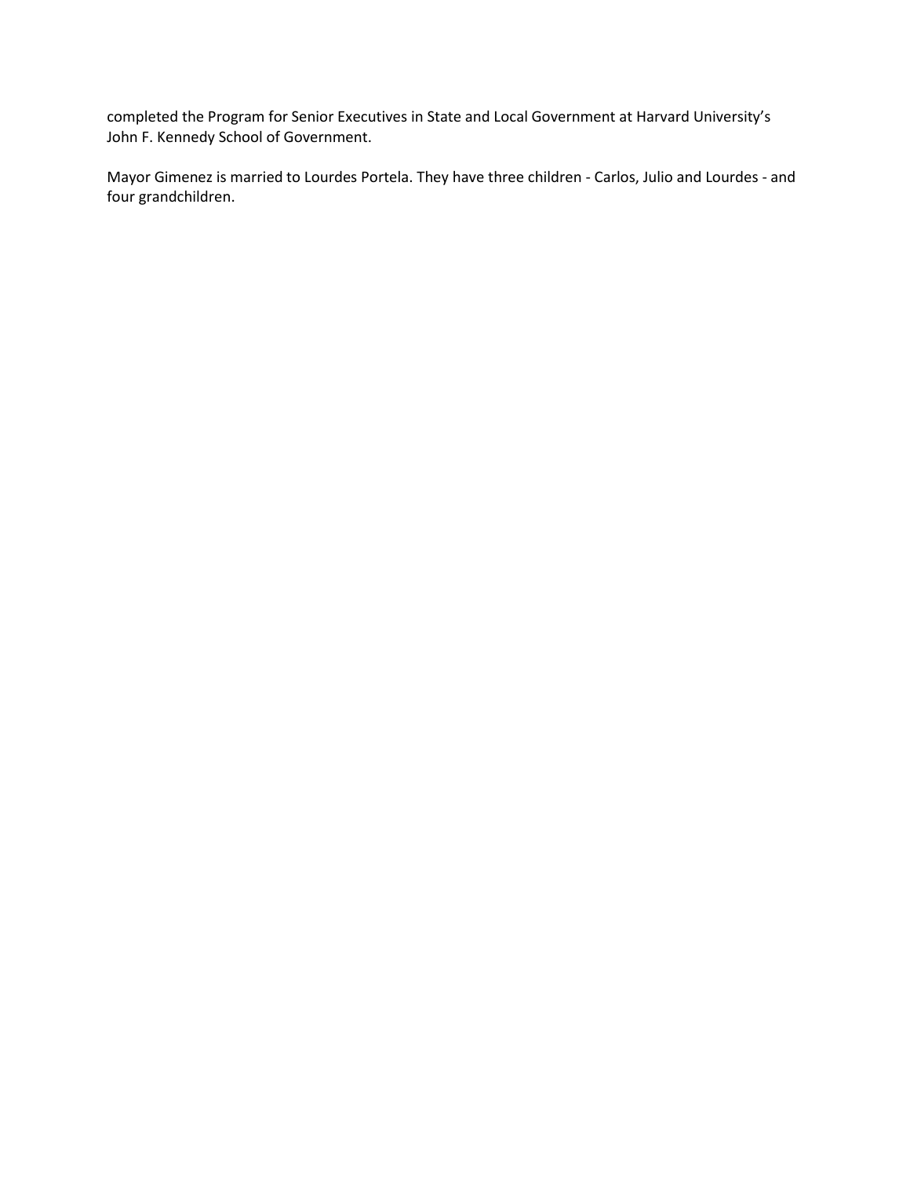completed the Program for Senior Executives in State and Local Government at Harvard University's John F. Kennedy School of Government.

Mayor Gimenez is married to Lourdes Portela. They have three children - Carlos, Julio and Lourdes - and four grandchildren.